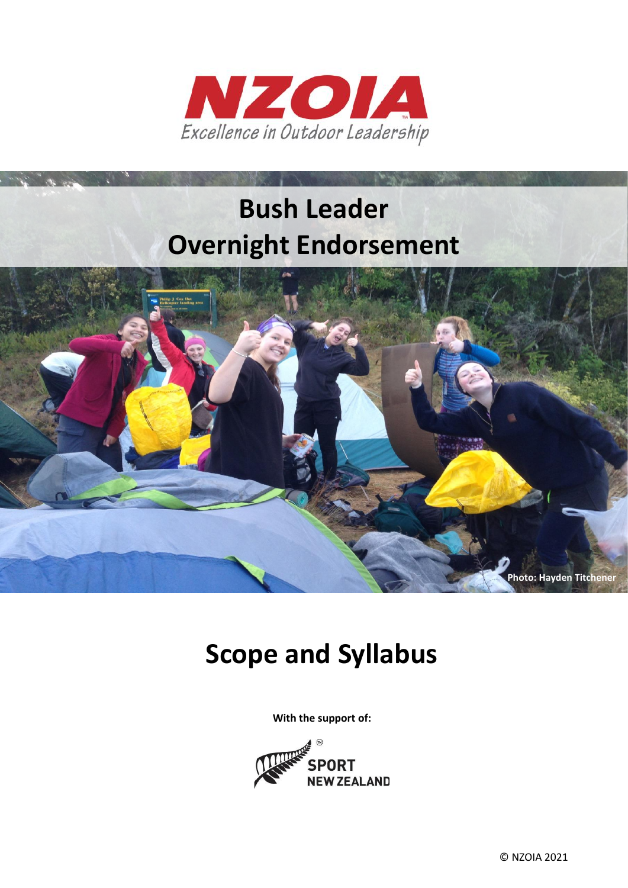# NZOIA

*Excellence in Outdoor Leadership*

# Bush Leader Overnight Endorsement

Photo: Hayden Titchener

# Scope and Syllabus

**With the support of:**

SPORT NEW ZEALAND

© NZOIA 2021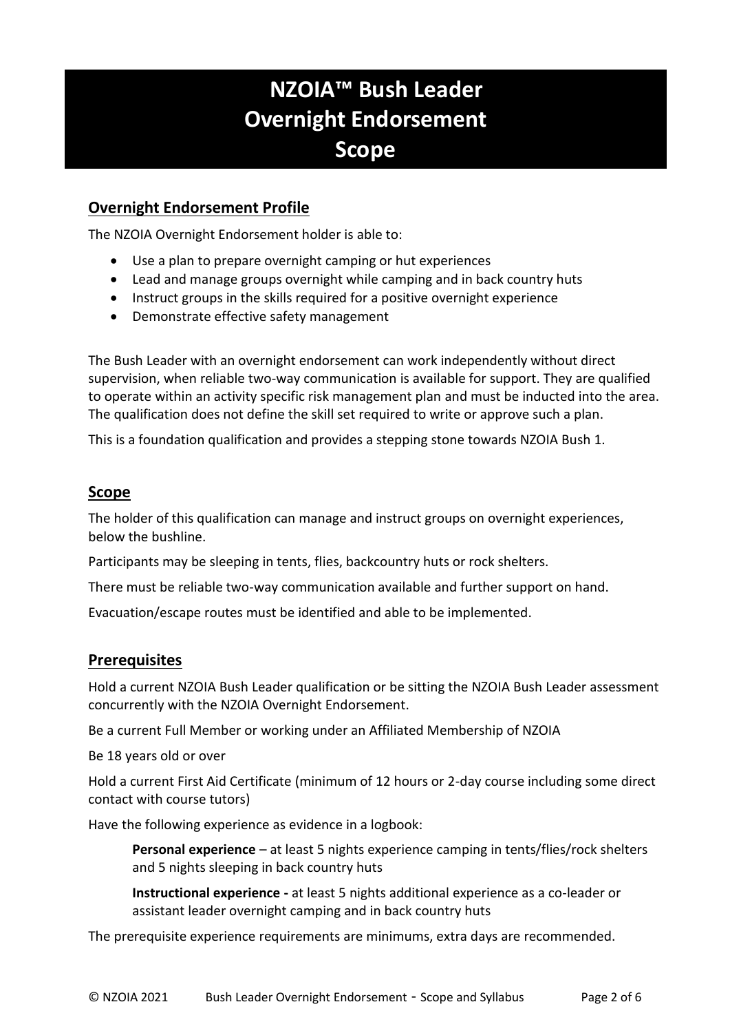# NZOIA™ Bush Leader Overnight Endorsement Scope

## Overnight Endorsement Profile

The NZOIA Overnight Endorsement holder is able to:

- Use a plan to prepare overnight camping or hut experiences
- Lead and manage groups overnight while camping and in back country huts
- Instruct groups in the skills required for a positive overnight experience
- Demonstrate effective safety management

The Bush Leader with an overnight endorsement can work independently without direct supervision, when reliable two-way communication is available for support. They are qualified to operate within an activity specific risk management plan and must be inducted into the area. The qualification does not define the skill set required to write or approve such a plan.

This is a foundation qualification and provides a stepping stone towards NZOIA Bush 1.

## Scope

The holder of this qualification can manage and instruct groups on overnight experiences, below the bushline.

Participants may be sleeping in tents, flies, backcountry huts or rock shelters.

There must be reliable two-way communication available and further support on hand.

Evacuation/escape routes must be identified and able to be implemented.

## Prerequisites

Hold a current NZOIA Bush Leader qualification or be sitting the NZOIA Bush Leader assessment concurrently with the NZOIA Overnight Endorsement.

Be a current Full Member or working under an Affiliated Membership of NZOIA

Be 18 years old or over

Hold a current First Aid Certificate (minimum of 12 hours or 2-day course including some direct contact with course tutors)

Have the following experience as evidence in a logbook:

> **Personal experience** – at least 5 nights experience camping in tents/flies/rock shelters and 5 nights sleeping in back country huts
>
> **Instructional experience -** at least 5 nights additional experience as a co-leader or assistant leader overnight camping and in back country huts

The prerequisite experience requirements are minimums, extra days are recommended.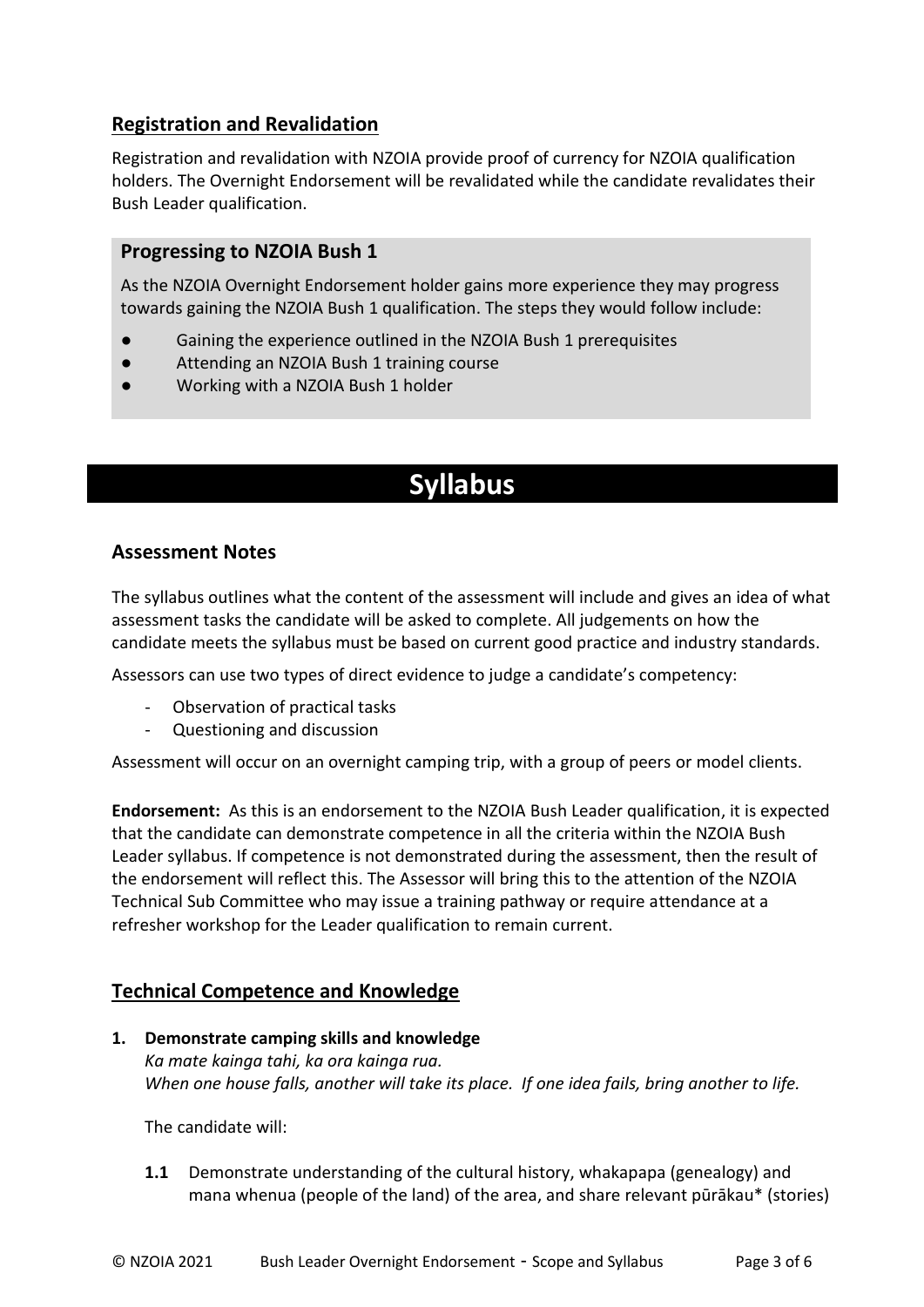## Registration and Revalidation

Registration and revalidation with NZOIA provide proof of currency for NZOIA qualification holders. The Overnight Endorsement will be revalidated while the candidate revalidates their Bush Leader qualification.

### Progressing to NZOIA Bush 1

As the NZOIA Overnight Endorsement holder gains more experience they may progress towards gaining the NZOIA Bush 1 qualification. The steps they would follow include:

- Gaining the experience outlined in the NZOIA Bush 1 prerequisites
- Attending an NZOIA Bush 1 training course
- Working with a NZOIA Bush 1 holder

# Syllabus

### Assessment Notes

The syllabus outlines what the content of the assessment will include and gives an idea of what assessment tasks the candidate will be asked to complete. All judgements on how the candidate meets the syllabus must be based on current good practice and industry standards.

Assessors can use two types of direct evidence to judge a candidate's competency:

- Observation of practical tasks
- Questioning and discussion

Assessment will occur on an overnight camping trip, with a group of peers or model clients.

**Endorsement:** As this is an endorsement to the NZOIA Bush Leader qualification, it is expected that the candidate can demonstrate competence in all the criteria within the NZOIA Bush Leader syllabus. If competence is not demonstrated during the assessment, then the result of the endorsement will reflect this. The Assessor will bring this to the attention of the NZOIA Technical Sub Committee who may issue a training pathway or require attendance at a refresher workshop for the Leader qualification to remain current.

## Technical Competence and Knowledge

1. **Demonstrate camping skills and knowledge**
   *Ka mate kainga tahi, ka ora kainga rua.*
   *When one house falls, another will take its place. If one idea fails, bring another to life.*

   The candidate will:

   **1.1** Demonstrate understanding of the cultural history, whakapapa (genealogy) and mana whenua (people of the land) of the area, and share relevant pūrākau* (stories)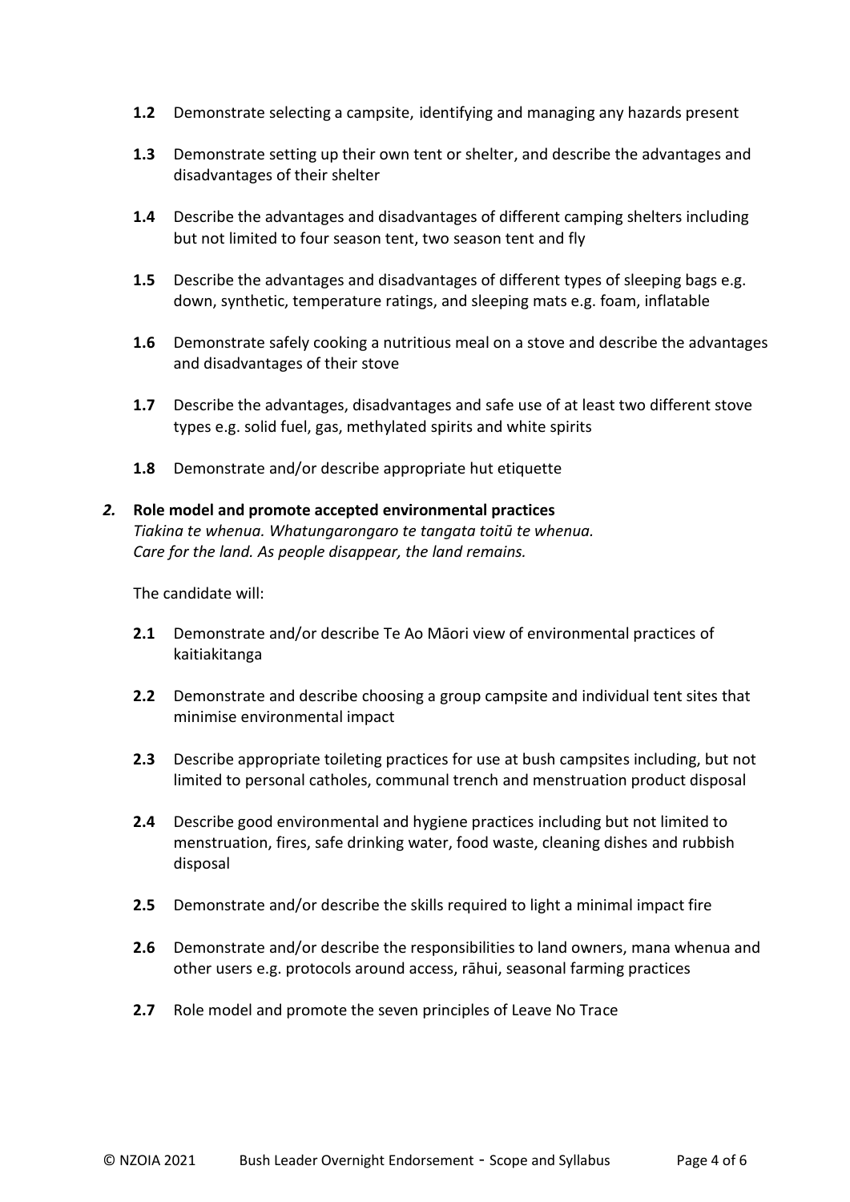**1.2** Demonstrate selecting a campsite, identifying and managing any hazards present

**1.3** Demonstrate setting up their own tent or shelter, and describe the advantages and disadvantages of their shelter

**1.4** Describe the advantages and disadvantages of different camping shelters including but not limited to four season tent, two season tent and fly

**1.5** Describe the advantages and disadvantages of different types of sleeping bags e.g. down, synthetic, temperature ratings, and sleeping mats e.g. foam, inflatable

**1.6** Demonstrate safely cooking a nutritious meal on a stove and describe the advantages and disadvantages of their stove

**1.7** Describe the advantages, disadvantages and safe use of at least two different stove types e.g. solid fuel, gas, methylated spirits and white spirits

**1.8** Demonstrate and/or describe appropriate hut etiquette

***2.*** **Role model and promote accepted environmental practices**
*Tiakina te whenua. Whatungarongaro te tangata toitū te whenua.*
*Care for the land. As people disappear, the land remains.*

The candidate will:

**2.1** Demonstrate and/or describe Te Ao Māori view of environmental practices of kaitiakitanga

**2.2** Demonstrate and describe choosing a group campsite and individual tent sites that minimise environmental impact

**2.3** Describe appropriate toileting practices for use at bush campsites including, but not limited to personal catholes, communal trench and menstruation product disposal

**2.4** Describe good environmental and hygiene practices including but not limited to menstruation, fires, safe drinking water, food waste, cleaning dishes and rubbish disposal

**2.5** Demonstrate and/or describe the skills required to light a minimal impact fire

**2.6** Demonstrate and/or describe the responsibilities to land owners, mana whenua and other users e.g. protocols around access, rāhui, seasonal farming practices

**2.7** Role model and promote the seven principles of Leave No Trace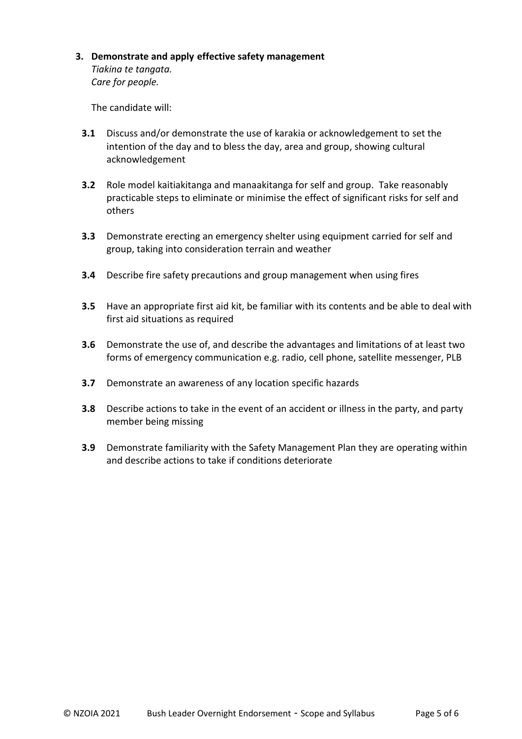**3. Demonstrate and apply effective safety management**

*Tiakina te tangata.*
*Care for people.*

The candidate will:

**3.1** Discuss and/or demonstrate the use of karakia or acknowledgement to set the intention of the day and to bless the day, area and group, showing cultural acknowledgement

**3.2** Role model kaitiakitanga and manaakitanga for self and group. Take reasonably practicable steps to eliminate or minimise the effect of significant risks for self and others

**3.3** Demonstrate erecting an emergency shelter using equipment carried for self and group, taking into consideration terrain and weather

**3.4** Describe fire safety precautions and group management when using fires

**3.5** Have an appropriate first aid kit, be familiar with its contents and be able to deal with first aid situations as required

**3.6** Demonstrate the use of, and describe the advantages and limitations of at least two forms of emergency communication e.g. radio, cell phone, satellite messenger, PLB

**3.7** Demonstrate an awareness of any location specific hazards

**3.8** Describe actions to take in the event of an accident or illness in the party, and party member being missing

**3.9** Demonstrate familiarity with the Safety Management Plan they are operating within and describe actions to take if conditions deteriorate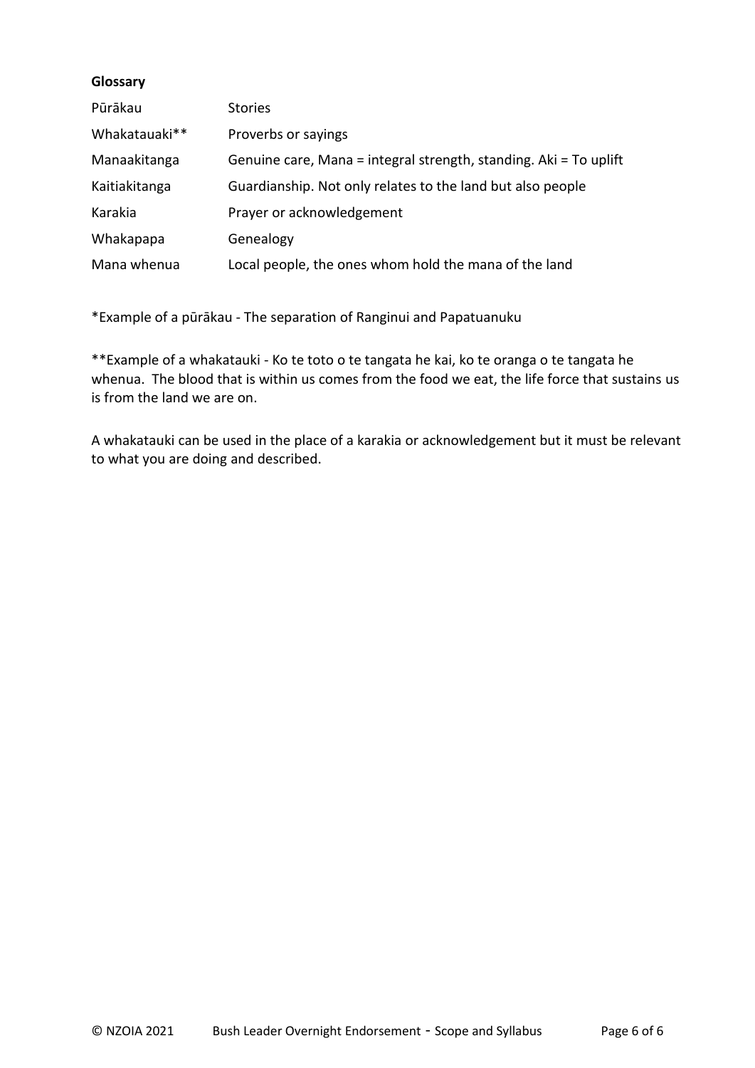**Glossary**

| | |
|---|---|
| Pūrākau | Stories |
| Whakatauaki** | Proverbs or sayings |
| Manaakitanga | Genuine care, Mana = integral strength, standing. Aki = To uplift |
| Kaitiakitanga | Guardianship. Not only relates to the land but also people |
| Karakia | Prayer or acknowledgement |
| Whakapapa | Genealogy |
| Mana whenua | Local people, the ones whom hold the mana of the land |

*Example of a pūrākau - The separation of Ranginui and Papatuanuku

**Example of a whakatauki - Ko te toto o te tangata he kai, ko te oranga o te tangata he whenua. The blood that is within us comes from the food we eat, the life force that sustains us is from the land we are on.

A whakatauki can be used in the place of a karakia or acknowledgement but it must be relevant to what you are doing and described.